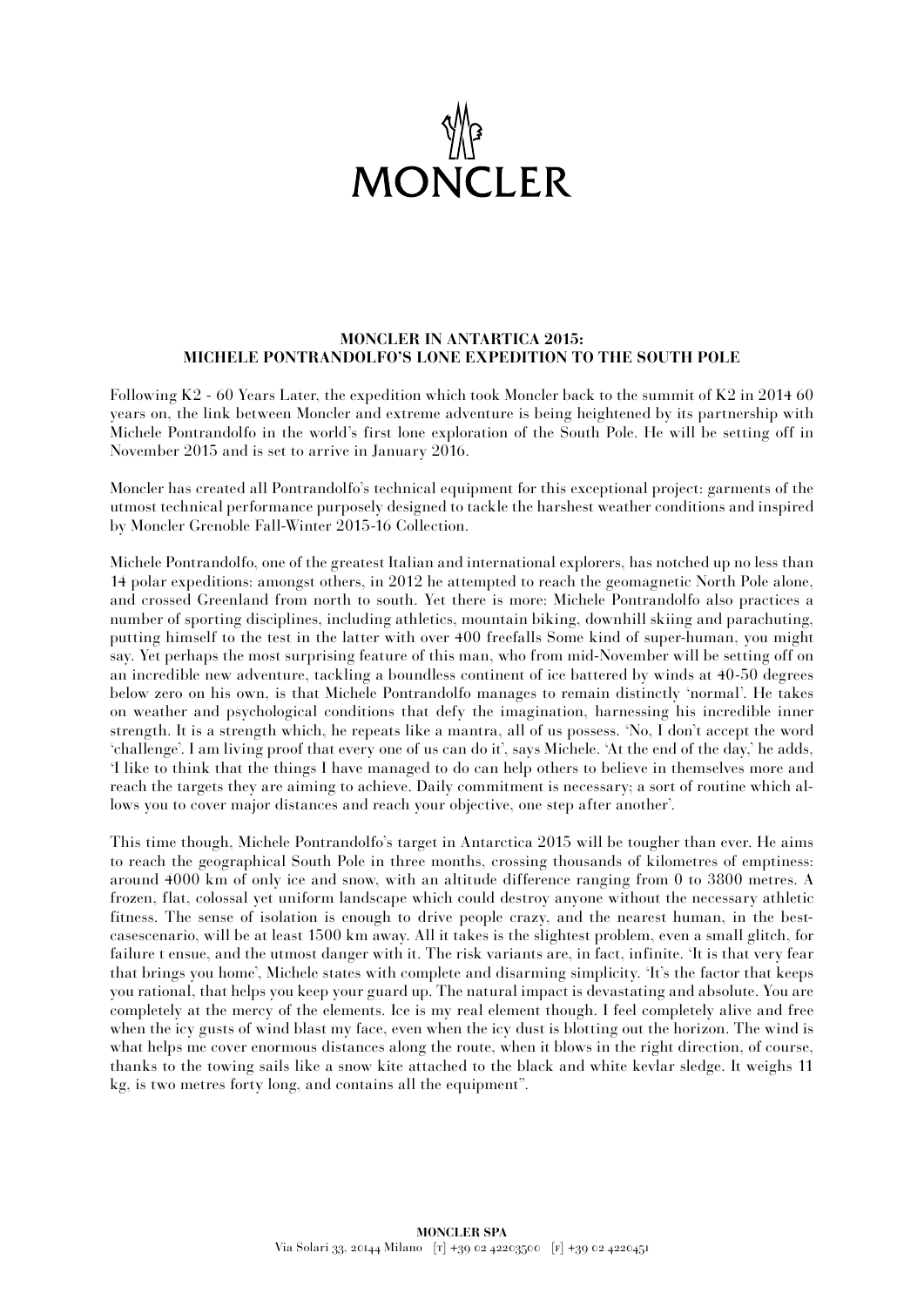MONCLER

**MONCLER IN ANTARTICA 2015:**
**MICHELE PONTRANDOLFO'S LONE EXPEDITION TO THE SOUTH POLE**

Following K2 - 60 Years Later, the expedition which took Moncler back to the summit of K2 in 2014 60 years on, the link between Moncler and extreme adventure is being heightened by its partnership with Michele Pontrandolfo in the world's first lone exploration of the South Pole. He will be setting off in November 2015 and is set to arrive in January 2016.

Moncler has created all Pontrandolfo's technical equipment for this exceptional project: garments of the utmost technical performance purposely designed to tackle the harshest weather conditions and inspired by Moncler Grenoble Fall-Winter 2015-16 Collection.

Michele Pontrandolfo, one of the greatest Italian and international explorers, has notched up no less than 14 polar expeditions: amongst others, in 2012 he attempted to reach the geomagnetic North Pole alone, and crossed Greenland from north to south. Yet there is more: Michele Pontrandolfo also practices a number of sporting disciplines, including athletics, mountain biking, downhill skiing and parachuting, putting himself to the test in the latter with over 400 freefalls Some kind of super-human, you might say. Yet perhaps the most surprising feature of this man, who from mid-November will be setting off on an incredible new adventure, tackling a boundless continent of ice battered by winds at 40-50 degrees below zero on his own, is that Michele Pontrandolfo manages to remain distinctly 'normal'. He takes on weather and psychological conditions that defy the imagination, harnessing his incredible inner strength. It is a strength which, he repeats like a mantra, all of us possess. 'No, I don't accept the word 'challenge'. I am living proof that every one of us can do it', says Michele. 'At the end of the day,' he adds, 'I like to think that the things I have managed to do can help others to believe in themselves more and reach the targets they are aiming to achieve. Daily commitment is necessary; a sort of routine which allows you to cover major distances and reach your objective, one step after another'.

This time though, Michele Pontrandolfo's target in Antarctica 2015 will be tougher than ever. He aims to reach the geographical South Pole in three months, crossing thousands of kilometres of emptiness: around 4000 km of only ice and snow, with an altitude difference ranging from 0 to 3800 metres. A frozen, flat, colossal yet uniform landscape which could destroy anyone without the necessary athletic fitness. The sense of isolation is enough to drive people crazy, and the nearest human, in the best-casescenario, will be at least 1500 km away. All it takes is the slightest problem, even a small glitch, for failure t ensue, and the utmost danger with it. The risk variants are, in fact, infinite. 'It is that very fear that brings you home', Michele states with complete and disarming simplicity. 'It's the factor that keeps you rational, that helps you keep your guard up. The natural impact is devastating and absolute. You are completely at the mercy of the elements. Ice is my real element though. I feel completely alive and free when the icy gusts of wind blast my face, even when the icy dust is blotting out the horizon. The wind is what helps me cover enormous distances along the route, when it blows in the right direction, of course, thanks to the towing sails like a snow kite attached to the black and white kevlar sledge. It weighs 11 kg, is two metres forty long, and contains all the equipment".

**MONCLER SPA**
Via Solari 33, 20144 Milano [T] +39 02 42203500 [F] +39 02 4220451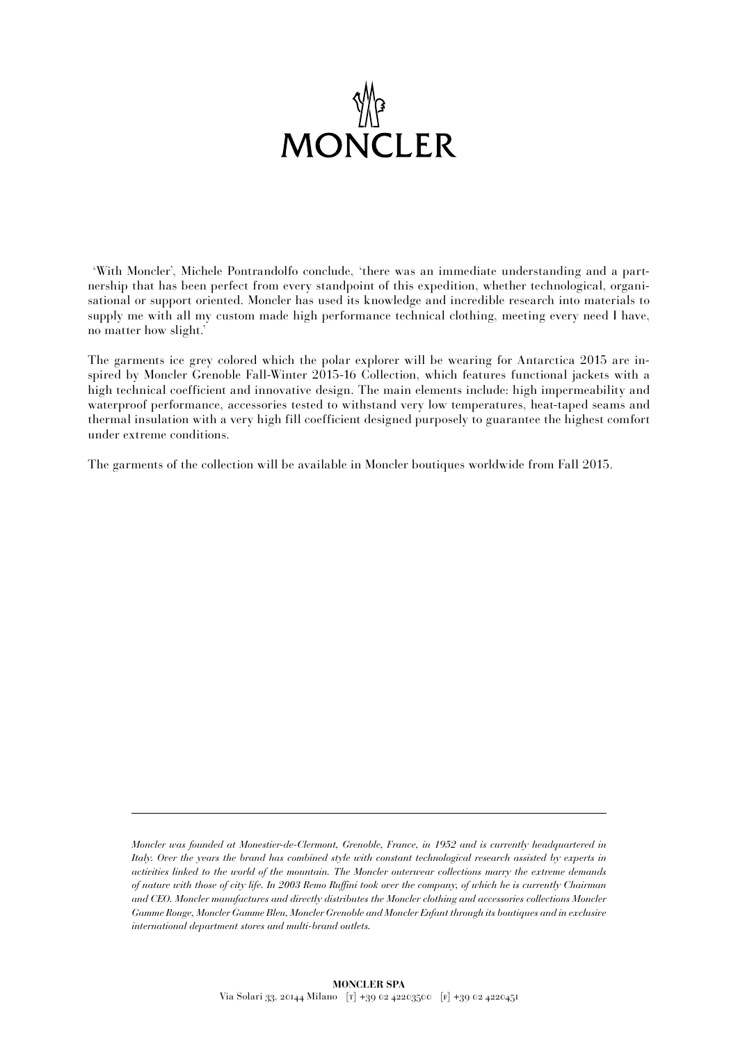# MONCLER

'With Moncler', Michele Pontrandolfo conclude, 'there was an immediate understanding and a partnership that has been perfect from every standpoint of this expedition, whether technological, organisational or support oriented. Moncler has used its knowledge and incredible research into materials to supply me with all my custom made high performance technical clothing, meeting every need I have, no matter how slight.'

The garments ice grey colored which the polar explorer will be wearing for Antarctica 2015 are inspired by Moncler Grenoble Fall-Winter 2015-16 Collection, which features functional jackets with a high technical coefficient and innovative design. The main elements include: high impermeability and waterproof performance, accessories tested to withstand very low temperatures, heat-taped seams and thermal insulation with a very high fill coefficient designed purposely to guarantee the highest comfort under extreme conditions.

The garments of the collection will be available in Moncler boutiques worldwide from Fall 2015.

---

*Moncler was founded at Monestier-de-Clermont, Grenoble, France, in 1952 and is currently headquartered in Italy. Over the years the brand has combined style with constant technological research assisted by experts in activities linked to the world of the mountain. The Moncler outerwear collections marry the extreme demands of nature with those of city life. In 2003 Remo Ruffini took over the company, of which he is currently Chairman and CEO. Moncler manufactures and directly distributes the Moncler clothing and accessories collections Moncler Gamme Rouge, Moncler Gamme Bleu, Moncler Grenoble and Moncler Enfant through its boutiques and in exclusive international department stores and multi-brand outlets.*

**MONCLER SPA**
Via Solari 33, 20144 Milano [T] +39 02 42203500 [F] +39 02 4220451